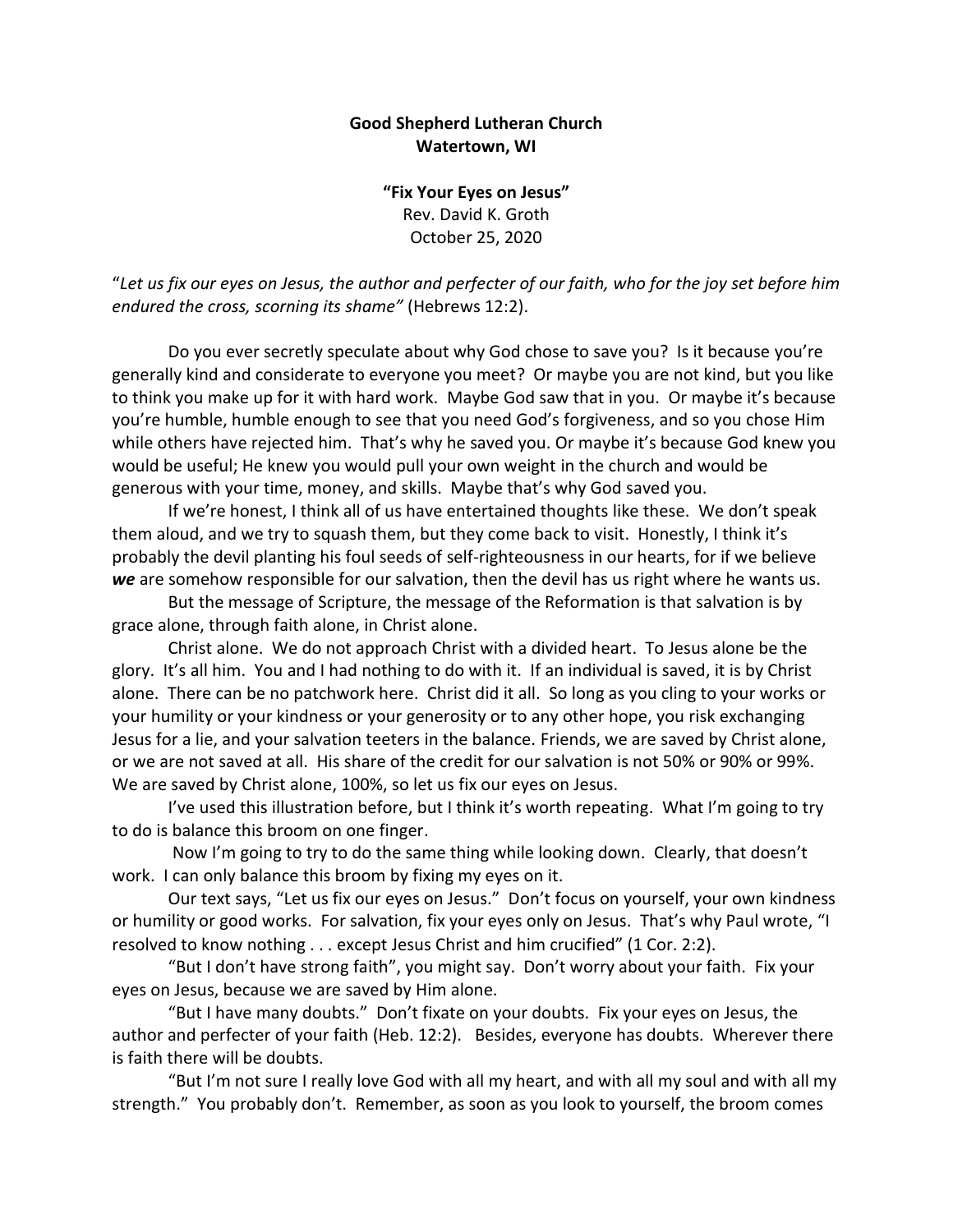**Good Shepherd Lutheran Church**
**Watertown, WI**

**"Fix Your Eyes on Jesus"**
Rev. David K. Groth
October 25, 2020

"*Let us fix our eyes on Jesus, the author and perfecter of our faith, who for the joy set before him endured the cross, scorning its shame"* (Hebrews 12:2).

Do you ever secretly speculate about why God chose to save you? Is it because you're generally kind and considerate to everyone you meet? Or maybe you are not kind, but you like to think you make up for it with hard work. Maybe God saw that in you. Or maybe it's because you're humble, humble enough to see that you need God's forgiveness, and so you chose Him while others have rejected him. That's why he saved you. Or maybe it's because God knew you would be useful; He knew you would pull your own weight in the church and would be generous with your time, money, and skills. Maybe that's why God saved you.

If we're honest, I think all of us have entertained thoughts like these. We don't speak them aloud, and we try to squash them, but they come back to visit. Honestly, I think it's probably the devil planting his foul seeds of self-righteousness in our hearts, for if we believe ***we*** are somehow responsible for our salvation, then the devil has us right where he wants us.

But the message of Scripture, the message of the Reformation is that salvation is by grace alone, through faith alone, in Christ alone.

Christ alone. We do not approach Christ with a divided heart. To Jesus alone be the glory. It's all him. You and I had nothing to do with it. If an individual is saved, it is by Christ alone. There can be no patchwork here. Christ did it all. So long as you cling to your works or your humility or your kindness or your generosity or to any other hope, you risk exchanging Jesus for a lie, and your salvation teeters in the balance. Friends, we are saved by Christ alone, or we are not saved at all. His share of the credit for our salvation is not 50% or 90% or 99%. We are saved by Christ alone, 100%, so let us fix our eyes on Jesus.

I've used this illustration before, but I think it's worth repeating. What I'm going to try to do is balance this broom on one finger.

Now I'm going to try to do the same thing while looking down. Clearly, that doesn't work. I can only balance this broom by fixing my eyes on it.

Our text says, "Let us fix our eyes on Jesus." Don't focus on yourself, your own kindness or humility or good works. For salvation, fix your eyes only on Jesus. That's why Paul wrote, "I resolved to know nothing . . . except Jesus Christ and him crucified" (1 Cor. 2:2).

"But I don't have strong faith", you might say. Don't worry about your faith. Fix your eyes on Jesus, because we are saved by Him alone.

"But I have many doubts." Don't fixate on your doubts. Fix your eyes on Jesus, the author and perfecter of your faith (Heb. 12:2). Besides, everyone has doubts. Wherever there is faith there will be doubts.

"But I'm not sure I really love God with all my heart, and with all my soul and with all my strength." You probably don't. Remember, as soon as you look to yourself, the broom comes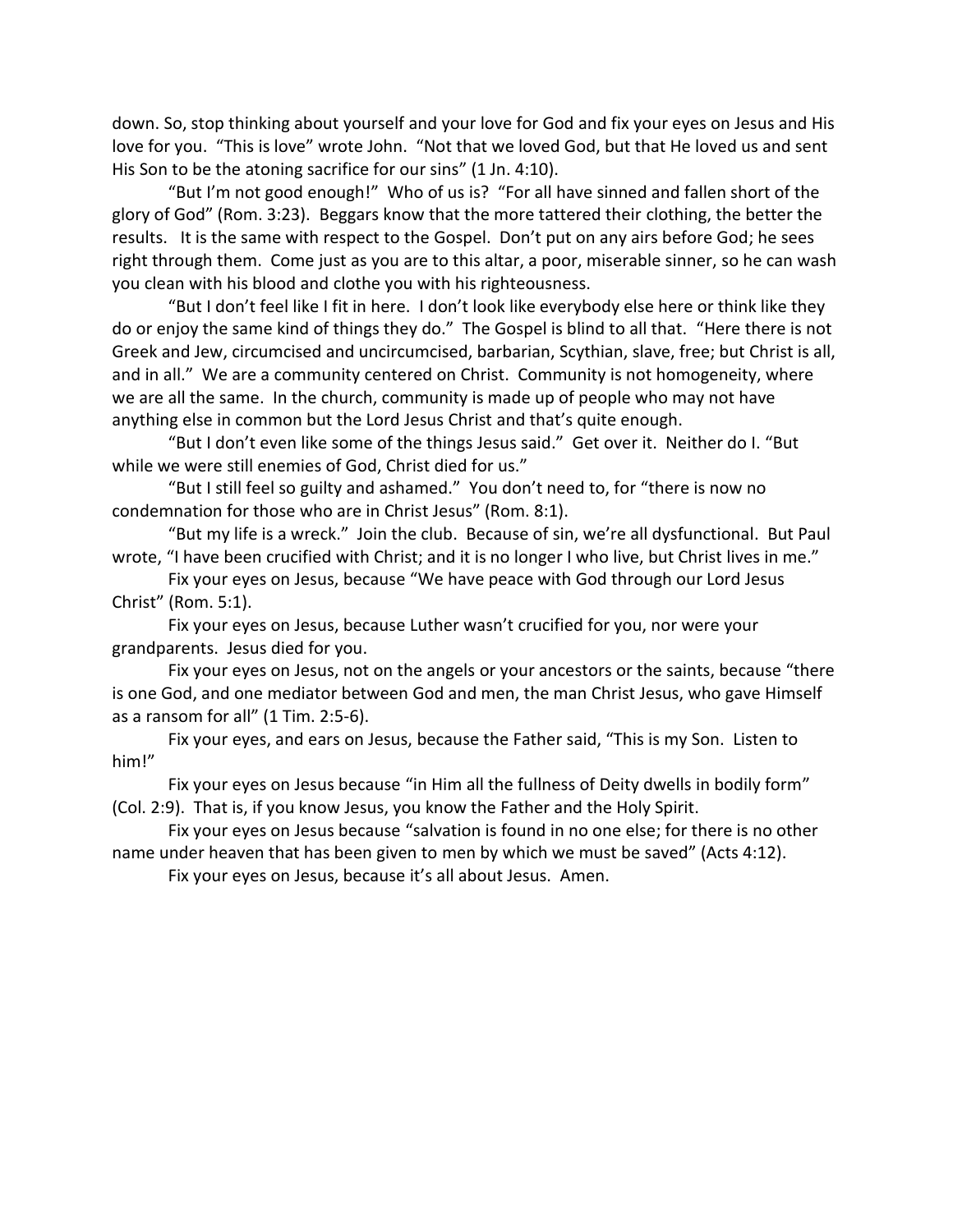down. So, stop thinking about yourself and your love for God and fix your eyes on Jesus and His love for you. "This is love" wrote John. "Not that we loved God, but that He loved us and sent His Son to be the atoning sacrifice for our sins" (1 Jn. 4:10).

"But I'm not good enough!" Who of us is? "For all have sinned and fallen short of the glory of God" (Rom. 3:23). Beggars know that the more tattered their clothing, the better the results. It is the same with respect to the Gospel. Don't put on any airs before God; he sees right through them. Come just as you are to this altar, a poor, miserable sinner, so he can wash you clean with his blood and clothe you with his righteousness.

"But I don't feel like I fit in here. I don't look like everybody else here or think like they do or enjoy the same kind of things they do." The Gospel is blind to all that. "Here there is not Greek and Jew, circumcised and uncircumcised, barbarian, Scythian, slave, free; but Christ is all, and in all." We are a community centered on Christ. Community is not homogeneity, where we are all the same. In the church, community is made up of people who may not have anything else in common but the Lord Jesus Christ and that's quite enough.

"But I don't even like some of the things Jesus said." Get over it. Neither do I. "But while we were still enemies of God, Christ died for us."

"But I still feel so guilty and ashamed." You don't need to, for "there is now no condemnation for those who are in Christ Jesus" (Rom. 8:1).

"But my life is a wreck." Join the club. Because of sin, we're all dysfunctional. But Paul wrote, "I have been crucified with Christ; and it is no longer I who live, but Christ lives in me."

Fix your eyes on Jesus, because "We have peace with God through our Lord Jesus Christ" (Rom. 5:1).

Fix your eyes on Jesus, because Luther wasn't crucified for you, nor were your grandparents. Jesus died for you.

Fix your eyes on Jesus, not on the angels or your ancestors or the saints, because "there is one God, and one mediator between God and men, the man Christ Jesus, who gave Himself as a ransom for all" (1 Tim. 2:5-6).

Fix your eyes, and ears on Jesus, because the Father said, "This is my Son. Listen to him!"

Fix your eyes on Jesus because "in Him all the fullness of Deity dwells in bodily form" (Col. 2:9). That is, if you know Jesus, you know the Father and the Holy Spirit.

Fix your eyes on Jesus because "salvation is found in no one else; for there is no other name under heaven that has been given to men by which we must be saved" (Acts 4:12).

Fix your eyes on Jesus, because it's all about Jesus. Amen.